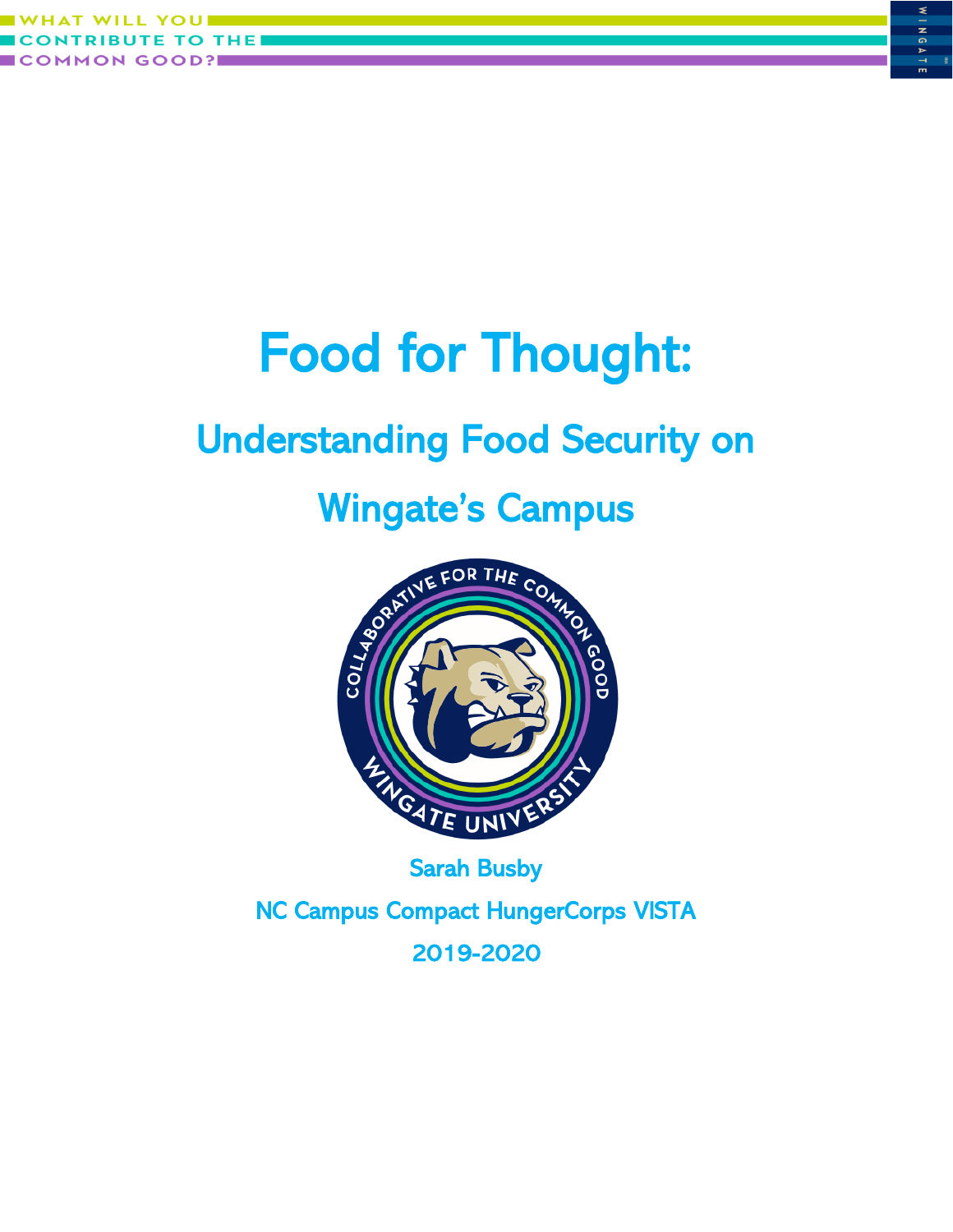# Food for Thought:

## Understanding Food Security on Wingate's Campus

Sarah Busby

NC Campus Compact HungerCorps VISTA

2019-2020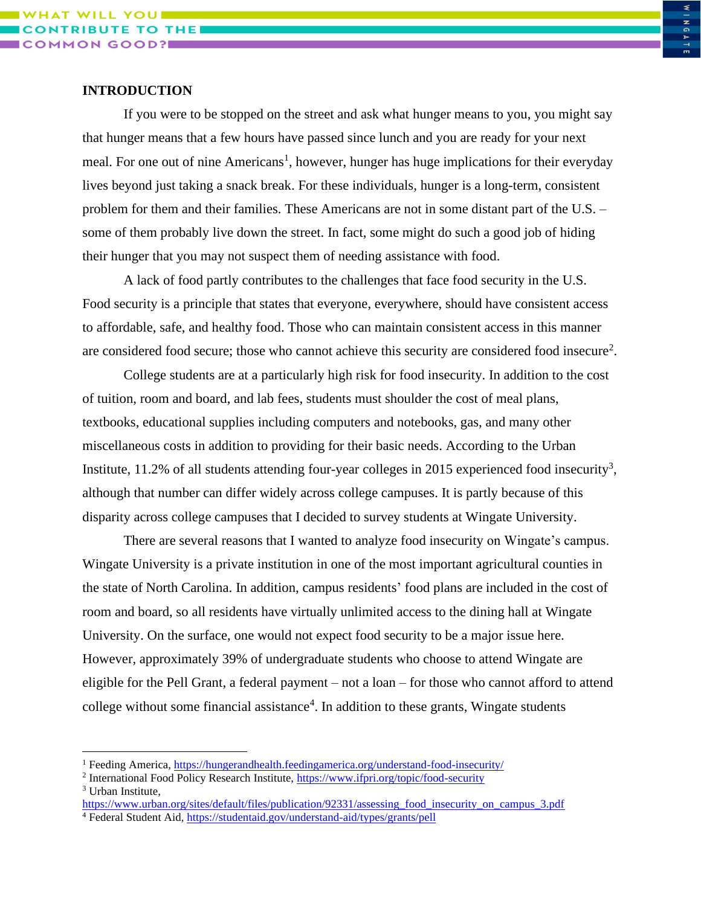**INTRODUCTION**

If you were to be stopped on the street and ask what hunger means to you, you might say that hunger means that a few hours have passed since lunch and you are ready for your next meal. For one out of nine Americans[1], however, hunger has huge implications for their everyday lives beyond just taking a snack break. For these individuals, hunger is a long-term, consistent problem for them and their families. These Americans are not in some distant part of the U.S. – some of them probably live down the street. In fact, some might do such a good job of hiding their hunger that you may not suspect them of needing assistance with food.

A lack of food partly contributes to the challenges that face food security in the U.S. Food security is a principle that states that everyone, everywhere, should have consistent access to affordable, safe, and healthy food. Those who can maintain consistent access in this manner are considered food secure; those who cannot achieve this security are considered food insecure[2].

College students are at a particularly high risk for food insecurity. In addition to the cost of tuition, room and board, and lab fees, students must shoulder the cost of meal plans, textbooks, educational supplies including computers and notebooks, gas, and many other miscellaneous costs in addition to providing for their basic needs. According to the Urban Institute, 11.2% of all students attending four-year colleges in 2015 experienced food insecurity[3], although that number can differ widely across college campuses. It is partly because of this disparity across college campuses that I decided to survey students at Wingate University.

There are several reasons that I wanted to analyze food insecurity on Wingate's campus. Wingate University is a private institution in one of the most important agricultural counties in the state of North Carolina. In addition, campus residents' food plans are included in the cost of room and board, so all residents have virtually unlimited access to the dining hall at Wingate University. On the surface, one would not expect food security to be a major issue here. However, approximately 39% of undergraduate students who choose to attend Wingate are eligible for the Pell Grant, a federal payment – not a loan – for those who cannot afford to attend college without some financial assistance[4]. In addition to these grants, Wingate students

---

[1] Feeding America, https://hungerandhealth.feedingamerica.org/understand-food-insecurity/

[2] International Food Policy Research Institute, https://www.ifpri.org/topic/food-security

[3] Urban Institute, https://www.urban.org/sites/default/files/publication/92331/assessing_food_insecurity_on_campus_3.pdf

[4] Federal Student Aid, https://studentaid.gov/understand-aid/types/grants/pell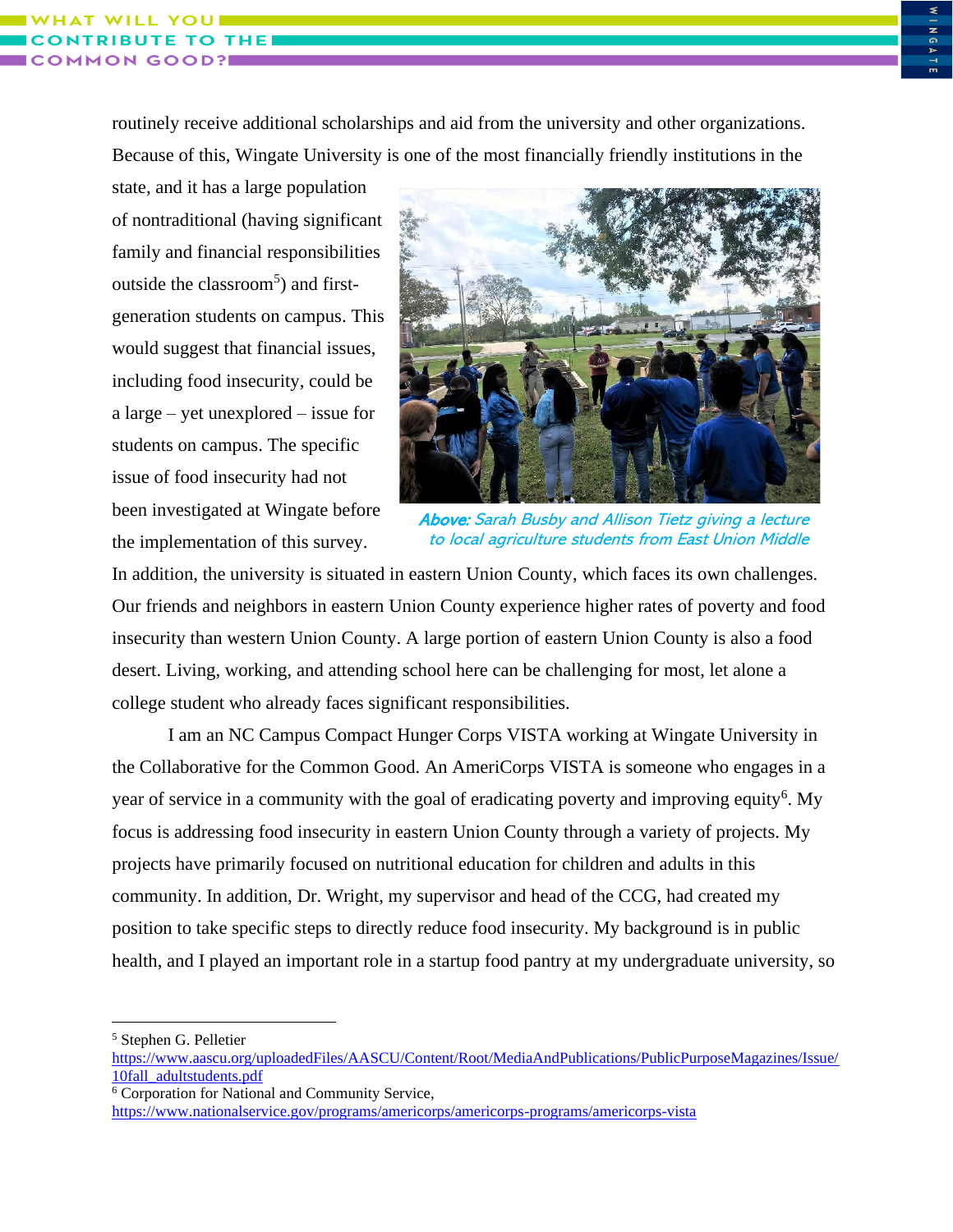routinely receive additional scholarships and aid from the university and other organizations. Because of this, Wingate University is one of the most financially friendly institutions in the state, and it has a large population of nontraditional (having significant family and financial responsibilities outside the classroom[5]) and first-generation students on campus. This would suggest that financial issues, including food insecurity, could be a large – yet unexplored – issue for students on campus. The specific issue of food insecurity had not been investigated at Wingate before the implementation of this survey. In addition, the university is situated in eastern Union County, which faces its own challenges. Our friends and neighbors in eastern Union County experience higher rates of poverty and food insecurity than western Union County. A large portion of eastern Union County is also a food desert. Living, working, and attending school here can be challenging for most, let alone a college student who already faces significant responsibilities.

***Above:*** *Sarah Busby and Allison Tietz giving a lecture to local agriculture students from East Union Middle*

I am an NC Campus Compact Hunger Corps VISTA working at Wingate University in the Collaborative for the Common Good. An AmeriCorps VISTA is someone who engages in a year of service in a community with the goal of eradicating poverty and improving equity[6]. My focus is addressing food insecurity in eastern Union County through a variety of projects. My projects have primarily focused on nutritional education for children and adults in this community. In addition, Dr. Wright, my supervisor and head of the CCG, had created my position to take specific steps to directly reduce food insecurity. My background is in public health, and I played an important role in a startup food pantry at my undergraduate university, so

---

[5] Stephen G. Pelletier https://www.aascu.org/uploadedFiles/AASCU/Content/Root/MediaAndPublications/PublicPurposeMagazines/Issue/10fall_adultstudents.pdf

[6] Corporation for National and Community Service, https://www.nationalservice.gov/programs/americorps/americorps-programs/americorps-vista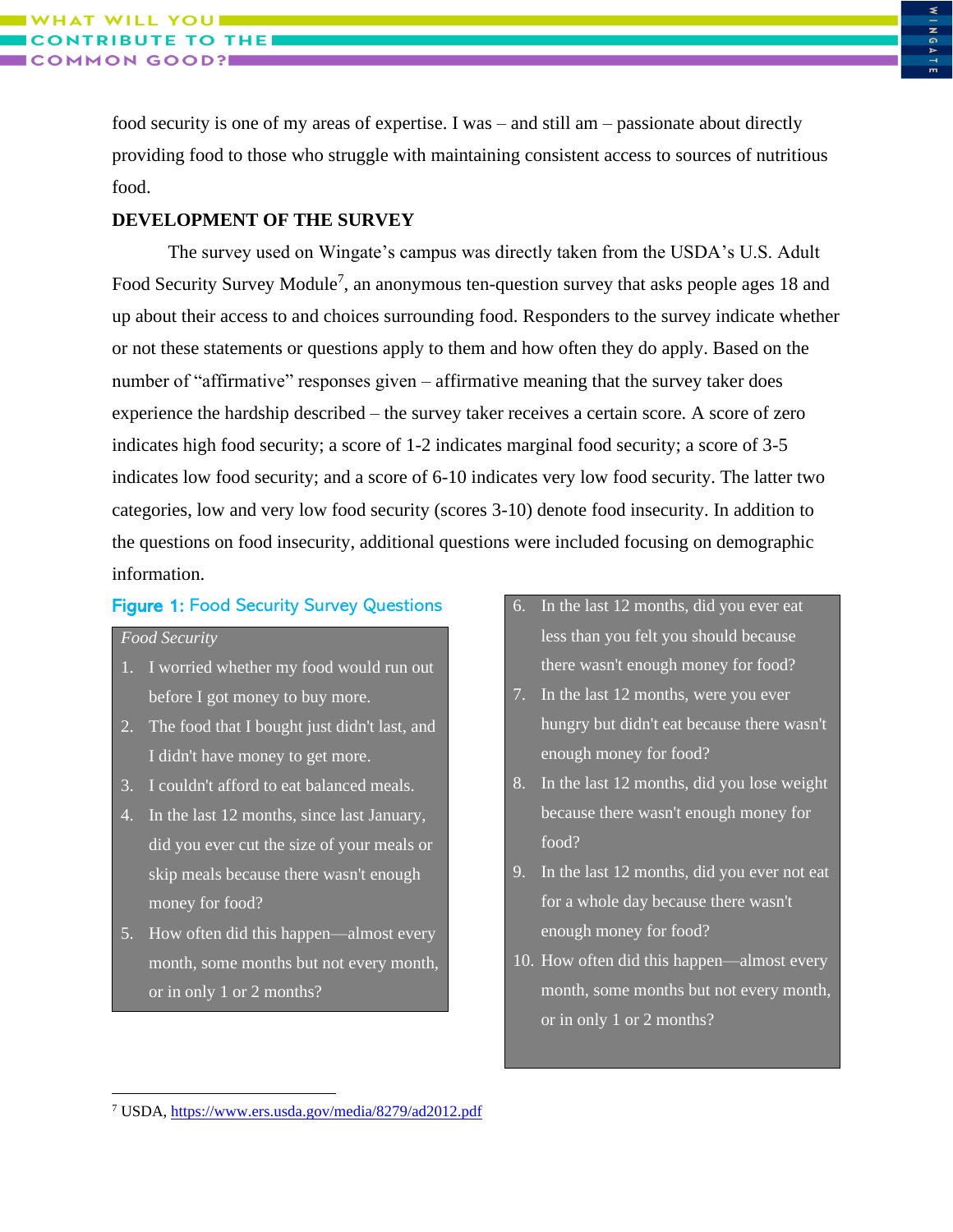food security is one of my areas of expertise. I was – and still am – passionate about directly providing food to those who struggle with maintaining consistent access to sources of nutritious food.

**DEVELOPMENT OF THE SURVEY**

The survey used on Wingate's campus was directly taken from the USDA's U.S. Adult Food Security Survey Module[7], an anonymous ten-question survey that asks people ages 18 and up about their access to and choices surrounding food. Responders to the survey indicate whether or not these statements or questions apply to them and how often they do apply. Based on the number of "affirmative" responses given – affirmative meaning that the survey taker does experience the hardship described – the survey taker receives a certain score. A score of zero indicates high food security; a score of 1-2 indicates marginal food security; a score of 3-5 indicates low food security; and a score of 6-10 indicates very low food security. The latter two categories, low and very low food security (scores 3-10) denote food insecurity. In addition to the questions on food insecurity, additional questions were included focusing on demographic information.

**Figure 1:** Food Security Survey Questions

*Food Security*

1. I worried whether my food would run out before I got money to buy more.
2. The food that I bought just didn't last, and I didn't have money to get more.
3. I couldn't afford to eat balanced meals.
4. In the last 12 months, since last January, did you ever cut the size of your meals or skip meals because there wasn't enough money for food?
5. How often did this happen—almost every month, some months but not every month, or in only 1 or 2 months?
6. In the last 12 months, did you ever eat less than you felt you should because there wasn't enough money for food?
7. In the last 12 months, were you ever hungry but didn't eat because there wasn't enough money for food?
8. In the last 12 months, did you lose weight because there wasn't enough money for food?
9. In the last 12 months, did you ever not eat for a whole day because there wasn't enough money for food?
10. How often did this happen—almost every month, some months but not every month, or in only 1 or 2 months?

---

[7] USDA, https://www.ers.usda.gov/media/8279/ad2012.pdf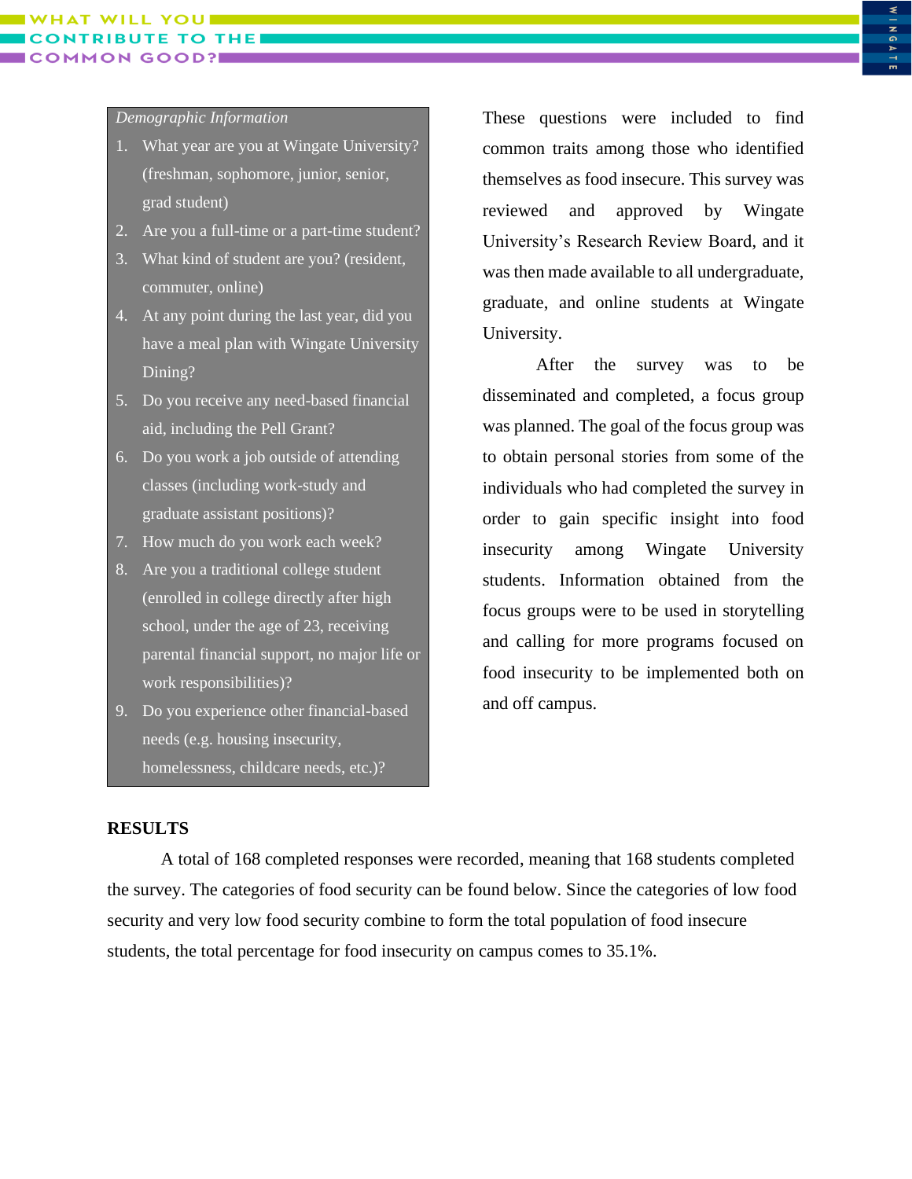*Demographic Information*

1. What year are you at Wingate University? (freshman, sophomore, junior, senior, grad student)
2. Are you a full-time or a part-time student?
3. What kind of student are you? (resident, commuter, online)
4. At any point during the last year, did you have a meal plan with Wingate University Dining?
5. Do you receive any need-based financial aid, including the Pell Grant?
6. Do you work a job outside of attending classes (including work-study and graduate assistant positions)?
7. How much do you work each week?
8. Are you a traditional college student (enrolled in college directly after high school, under the age of 23, receiving parental financial support, no major life or work responsibilities)?
9. Do you experience other financial-based needs (e.g. housing insecurity, homelessness, childcare needs, etc.)?

These questions were included to find common traits among those who identified themselves as food insecure. This survey was reviewed and approved by Wingate University's Research Review Board, and it was then made available to all undergraduate, graduate, and online students at Wingate University.

After the survey was to be disseminated and completed, a focus group was planned. The goal of the focus group was to obtain personal stories from some of the individuals who had completed the survey in order to gain specific insight into food insecurity among Wingate University students. Information obtained from the focus groups were to be used in storytelling and calling for more programs focused on food insecurity to be implemented both on and off campus.

## RESULTS

A total of 168 completed responses were recorded, meaning that 168 students completed the survey. The categories of food security can be found below. Since the categories of low food security and very low food security combine to form the total population of food insecure students, the total percentage for food insecurity on campus comes to 35.1%.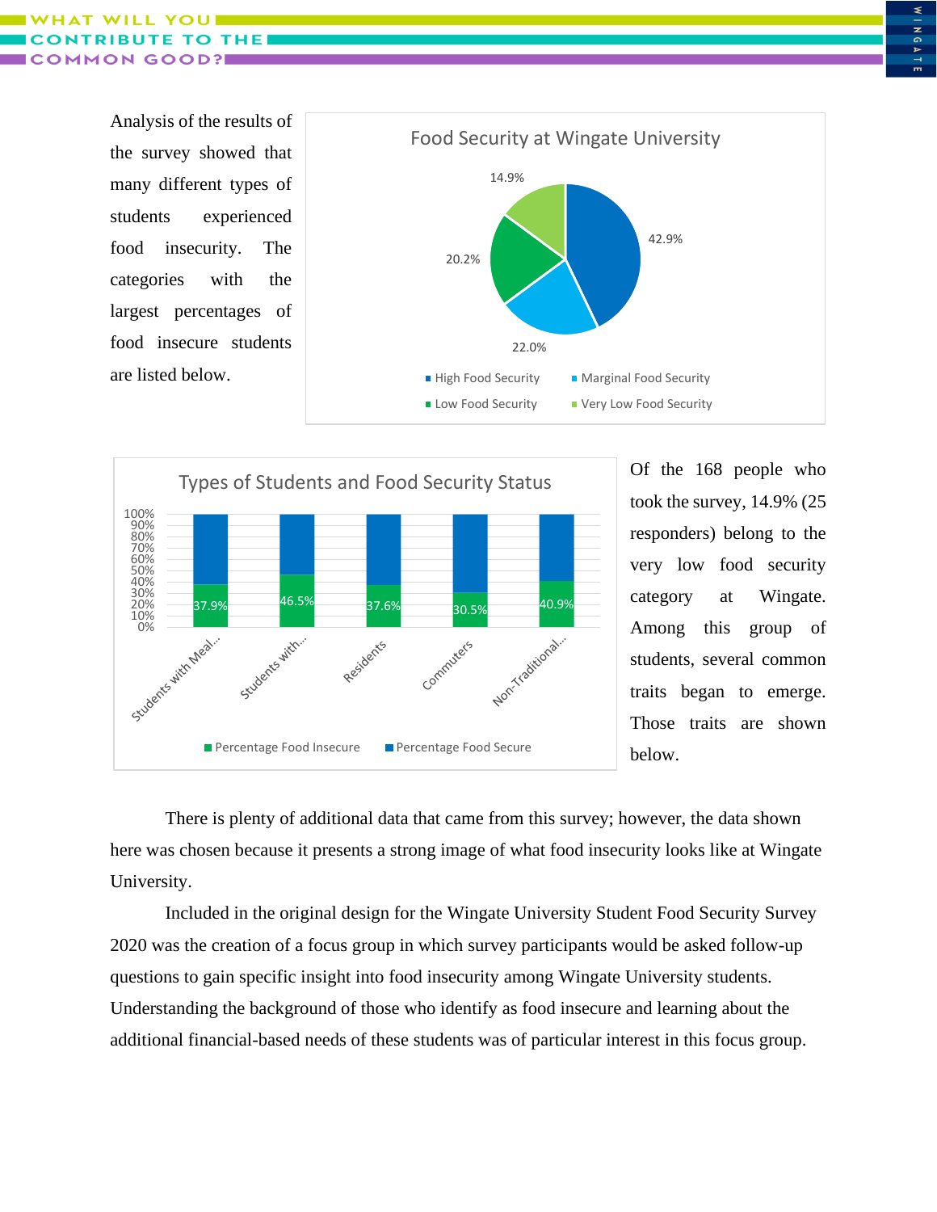Analysis of the results of the survey showed that many different types of students experienced food insecurity. The categories with the largest percentages of food insecure students are listed below.

**Food Security at Wingate University**

| Category | Percentage |
|---|---|
| High Food Security | 42.9% |
| Marginal Food Security | 22.0% |
| Low Food Security | 20.2% |
| Very Low Food Security | 14.9% |

**Types of Students and Food Security Status**

| Type of Student | Percentage Food Insecure |
|---|---|
| Students with Meal... | 37.9% |
| Students with... | 46.5% |
| Residents | 37.6% |
| Commuters | 30.5% |
| Non-Traditional... | 40.9% |

Of the 168 people who took the survey, 14.9% (25 responders) belong to the very low food security category at Wingate. Among this group of students, several common traits began to emerge. Those traits are shown below.

There is plenty of additional data that came from this survey; however, the data shown here was chosen because it presents a strong image of what food insecurity looks like at Wingate University.

Included in the original design for the Wingate University Student Food Security Survey 2020 was the creation of a focus group in which survey participants would be asked follow-up questions to gain specific insight into food insecurity among Wingate University students. Understanding the background of those who identify as food insecure and learning about the additional financial-based needs of these students was of particular interest in this focus group.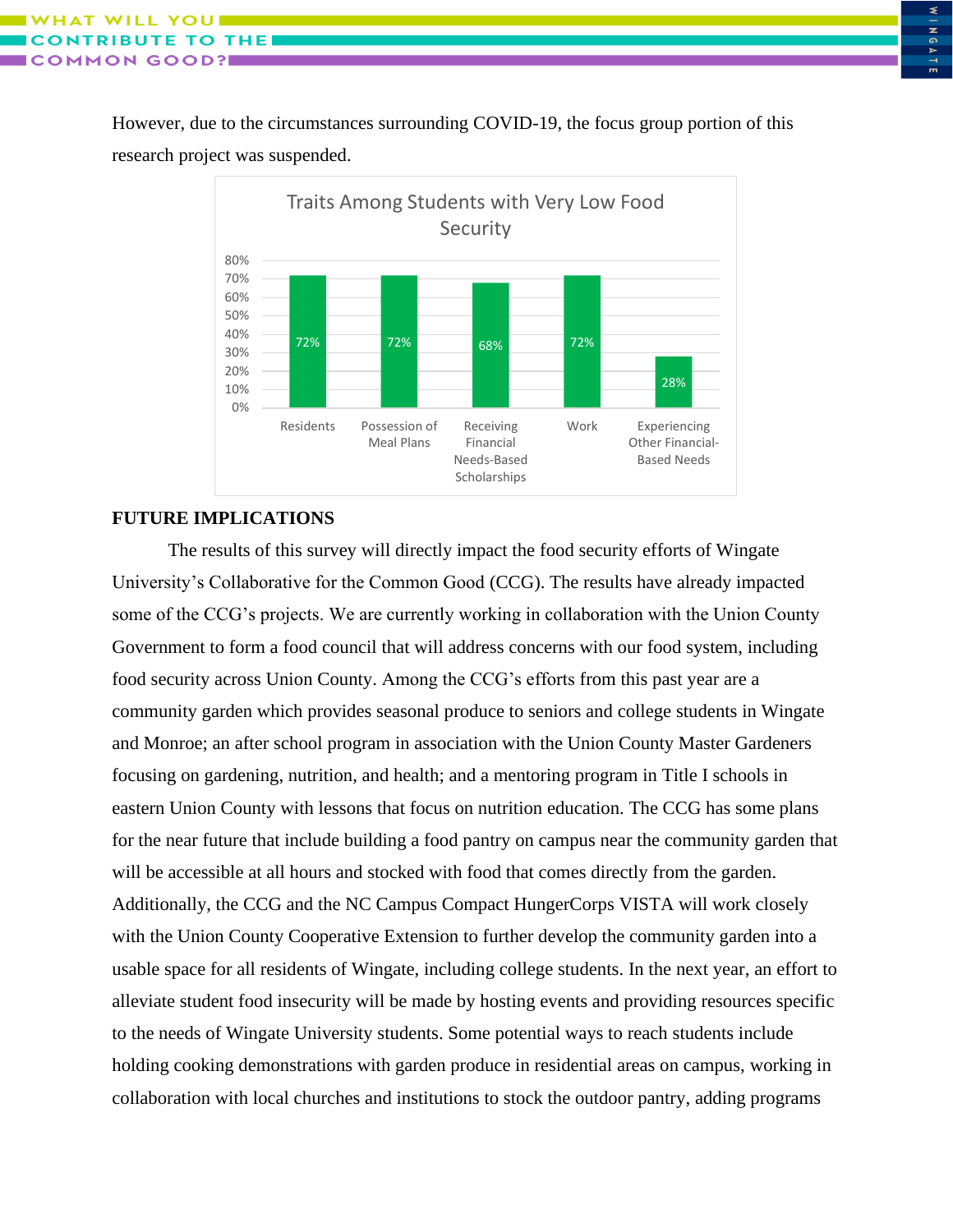However, due to the circumstances surrounding COVID-19, the focus group portion of this research project was suspended.

**Traits Among Students with Very Low Food Security**

| Trait | Percentage |
|---|---|
| Residents | 72% |
| Possession of Meal Plans | 72% |
| Receiving Financial Needs-Based Scholarships | 68% |
| Work | 72% |
| Experiencing Other Financial-Based Needs | 28% |

## FUTURE IMPLICATIONS

The results of this survey will directly impact the food security efforts of Wingate University's Collaborative for the Common Good (CCG). The results have already impacted some of the CCG's projects. We are currently working in collaboration with the Union County Government to form a food council that will address concerns with our food system, including food security across Union County. Among the CCG's efforts from this past year are a community garden which provides seasonal produce to seniors and college students in Wingate and Monroe; an after school program in association with the Union County Master Gardeners focusing on gardening, nutrition, and health; and a mentoring program in Title I schools in eastern Union County with lessons that focus on nutrition education. The CCG has some plans for the near future that include building a food pantry on campus near the community garden that will be accessible at all hours and stocked with food that comes directly from the garden. Additionally, the CCG and the NC Campus Compact HungerCorps VISTA will work closely with the Union County Cooperative Extension to further develop the community garden into a usable space for all residents of Wingate, including college students. In the next year, an effort to alleviate student food insecurity will be made by hosting events and providing resources specific to the needs of Wingate University students. Some potential ways to reach students include holding cooking demonstrations with garden produce in residential areas on campus, working in collaboration with local churches and institutions to stock the outdoor pantry, adding programs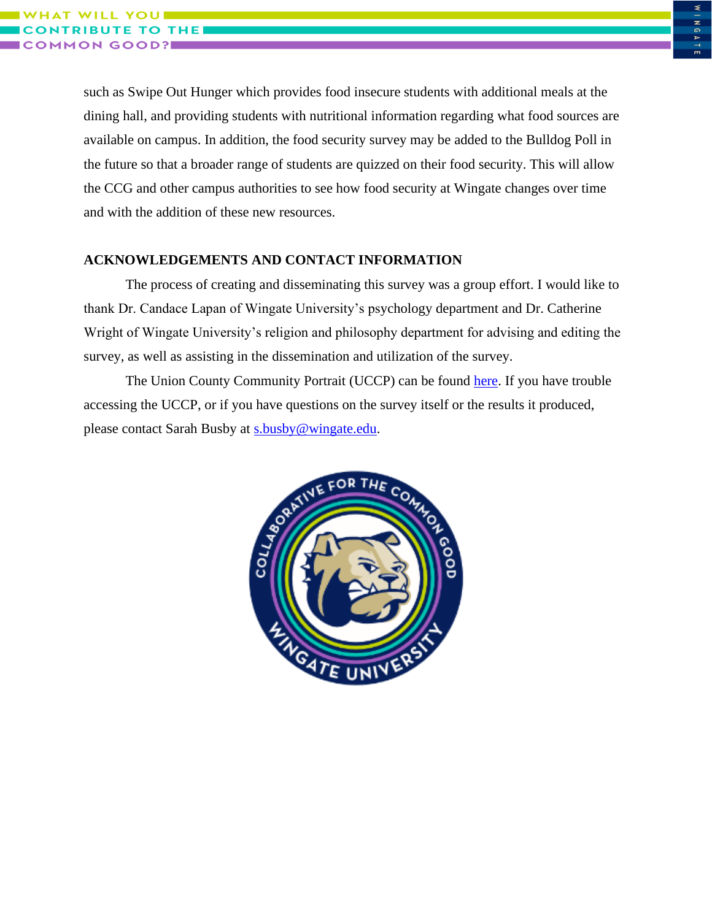such as Swipe Out Hunger which provides food insecure students with additional meals at the dining hall, and providing students with nutritional information regarding what food sources are available on campus. In addition, the food security survey may be added to the Bulldog Poll in the future so that a broader range of students are quizzed on their food security. This will allow the CCG and other campus authorities to see how food security at Wingate changes over time and with the addition of these new resources.

## ACKNOWLEDGEMENTS AND CONTACT INFORMATION

The process of creating and disseminating this survey was a group effort. I would like to thank Dr. Candace Lapan of Wingate University's psychology department and Dr. Catherine Wright of Wingate University's religion and philosophy department for advising and editing the survey, as well as assisting in the dissemination and utilization of the survey.

The Union County Community Portrait (UCCP) can be found here. If you have trouble accessing the UCCP, or if you have questions on the survey itself or the results it produced, please contact Sarah Busby at s.busby@wingate.edu.